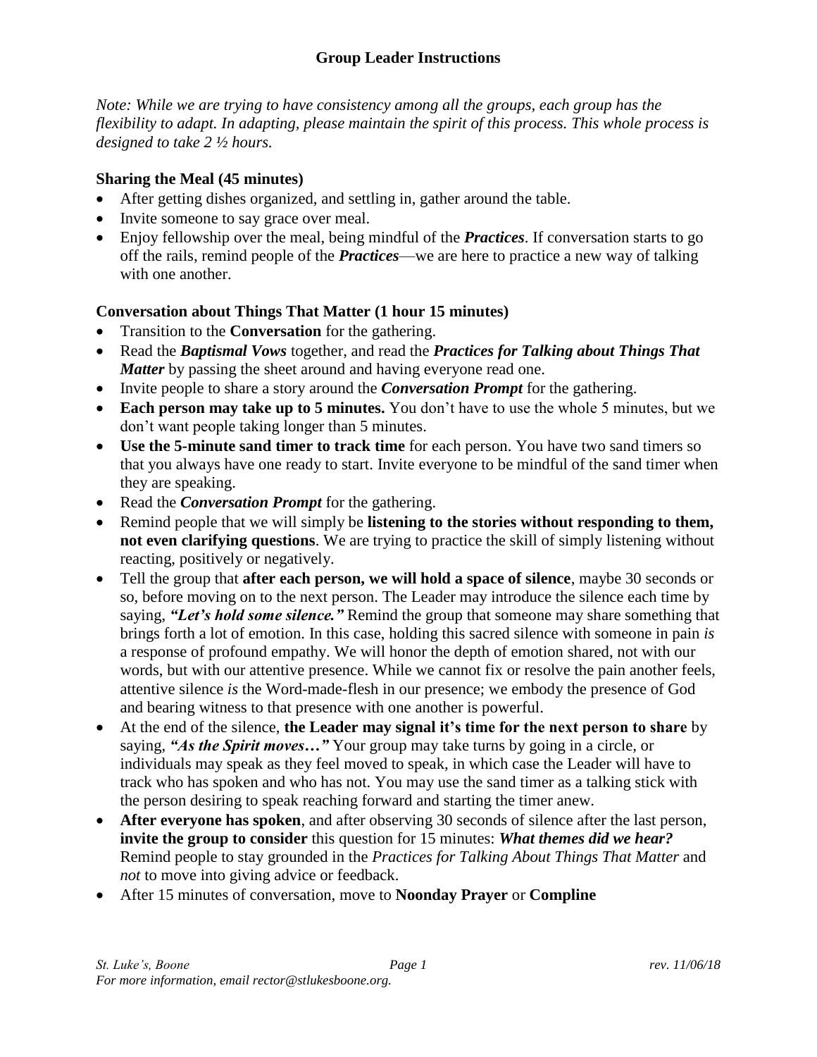## Group Leader Instructions

*Note: While we are trying to have consistency among all the groups, each group has the flexibility to adapt. In adapting, please maintain the spirit of this process. This whole process is designed to take 2 ½ hours.*

### Sharing the Meal (45 minutes)

- After getting dishes organized, and settling in, gather around the table.
- Invite someone to say grace over meal.
- Enjoy fellowship over the meal, being mindful of the ***Practices***. If conversation starts to go off the rails, remind people of the ***Practices***—we are here to practice a new way of talking with one another.

### Conversation about Things That Matter (1 hour 15 minutes)

- Transition to the **Conversation** for the gathering.
- Read the ***Baptismal Vows*** together, and read the ***Practices for Talking about Things That Matter*** by passing the sheet around and having everyone read one.
- Invite people to share a story around the ***Conversation Prompt*** for the gathering.
- **Each person may take up to 5 minutes.** You don't have to use the whole 5 minutes, but we don't want people taking longer than 5 minutes.
- **Use the 5-minute sand timer to track time** for each person. You have two sand timers so that you always have one ready to start. Invite everyone to be mindful of the sand timer when they are speaking.
- Read the ***Conversation Prompt*** for the gathering.
- Remind people that we will simply be **listening to the stories without responding to them, not even clarifying questions**. We are trying to practice the skill of simply listening without reacting, positively or negatively.
- Tell the group that **after each person, we will hold a space of silence**, maybe 30 seconds or so, before moving on to the next person. The Leader may introduce the silence each time by saying, ***"Let's hold some silence."*** Remind the group that someone may share something that brings forth a lot of emotion. In this case, holding this sacred silence with someone in pain *is* a response of profound empathy. We will honor the depth of emotion shared, not with our words, but with our attentive presence. While we cannot fix or resolve the pain another feels, attentive silence *is* the Word-made-flesh in our presence; we embody the presence of God and bearing witness to that presence with one another is powerful.
- At the end of the silence, **the Leader may signal it's time for the next person to share** by saying, ***"As the Spirit moves…"*** Your group may take turns by going in a circle, or individuals may speak as they feel moved to speak, in which case the Leader will have to track who has spoken and who has not. You may use the sand timer as a talking stick with the person desiring to speak reaching forward and starting the timer anew.
- **After everyone has spoken**, and after observing 30 seconds of silence after the last person, **invite the group to consider** this question for 15 minutes: ***What themes did we hear?*** Remind people to stay grounded in the *Practices for Talking About Things That Matter* and *not* to move into giving advice or feedback.
- After 15 minutes of conversation, move to **Noonday Prayer** or **Compline**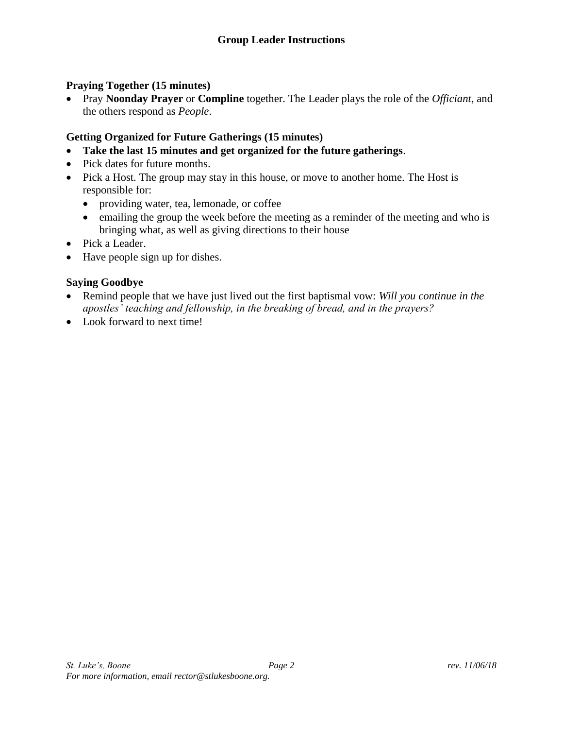**Group Leader Instructions**

### Praying Together (15 minutes)

- Pray **Noonday Prayer** or **Compline** together. The Leader plays the role of the *Officiant*, and the others respond as *People*.

### Getting Organized for Future Gatherings (15 minutes)

- **Take the last 15 minutes and get organized for the future gatherings**.
- Pick dates for future months.
- Pick a Host. The group may stay in this house, or move to another home. The Host is responsible for:
  - providing water, tea, lemonade, or coffee
  - emailing the group the week before the meeting as a reminder of the meeting and who is bringing what, as well as giving directions to their house
- Pick a Leader.
- Have people sign up for dishes.

### Saying Goodbye

- Remind people that we have just lived out the first baptismal vow: *Will you continue in the apostles' teaching and fellowship, in the breaking of bread, and in the prayers?*
- Look forward to next time!

*For more information, email rector@stlukesboone.org.*